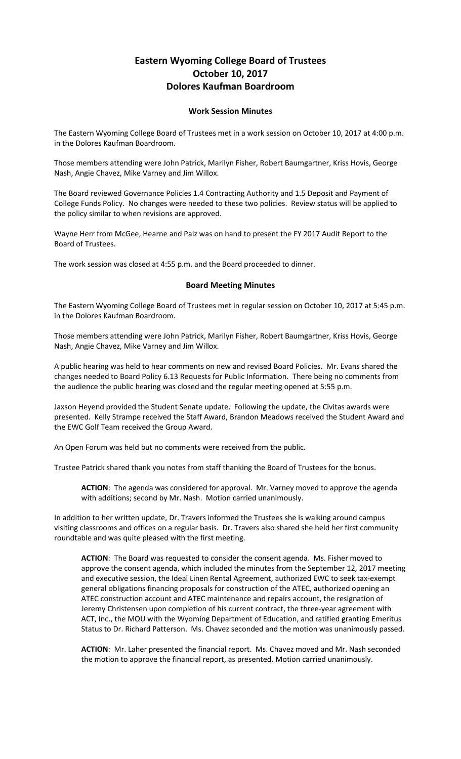# Eastern Wyoming College Board of Trustees
# October 10, 2017
# Dolores Kaufman Boardroom

## Work Session Minutes

The Eastern Wyoming College Board of Trustees met in a work session on October 10, 2017 at 4:00 p.m. in the Dolores Kaufman Boardroom.

Those members attending were John Patrick, Marilyn Fisher, Robert Baumgartner, Kriss Hovis, George Nash, Angie Chavez, Mike Varney and Jim Willox.

The Board reviewed Governance Policies 1.4 Contracting Authority and 1.5 Deposit and Payment of College Funds Policy. No changes were needed to these two policies. Review status will be applied to the policy similar to when revisions are approved.

Wayne Herr from McGee, Hearne and Paiz was on hand to present the FY 2017 Audit Report to the Board of Trustees.

The work session was closed at 4:55 p.m. and the Board proceeded to dinner.

## Board Meeting Minutes

The Eastern Wyoming College Board of Trustees met in regular session on October 10, 2017 at 5:45 p.m. in the Dolores Kaufman Boardroom.

Those members attending were John Patrick, Marilyn Fisher, Robert Baumgartner, Kriss Hovis, George Nash, Angie Chavez, Mike Varney and Jim Willox.

A public hearing was held to hear comments on new and revised Board Policies. Mr. Evans shared the changes needed to Board Policy 6.13 Requests for Public Information. There being no comments from the audience the public hearing was closed and the regular meeting opened at 5:55 p.m.

Jaxson Heyend provided the Student Senate update. Following the update, the Civitas awards were presented. Kelly Strampe received the Staff Award, Brandon Meadows received the Student Award and the EWC Golf Team received the Group Award.

An Open Forum was held but no comments were received from the public.

Trustee Patrick shared thank you notes from staff thanking the Board of Trustees for the bonus.

> **ACTION**: The agenda was considered for approval. Mr. Varney moved to approve the agenda with additions; second by Mr. Nash. Motion carried unanimously.

In addition to her written update, Dr. Travers informed the Trustees she is walking around campus visiting classrooms and offices on a regular basis. Dr. Travers also shared she held her first community roundtable and was quite pleased with the first meeting.

> **ACTION**: The Board was requested to consider the consent agenda. Ms. Fisher moved to approve the consent agenda, which included the minutes from the September 12, 2017 meeting and executive session, the Ideal Linen Rental Agreement, authorized EWC to seek tax-exempt general obligations financing proposals for construction of the ATEC, authorized opening an ATEC construction account and ATEC maintenance and repairs account, the resignation of Jeremy Christensen upon completion of his current contract, the three-year agreement with ACT, Inc., the MOU with the Wyoming Department of Education, and ratified granting Emeritus Status to Dr. Richard Patterson. Ms. Chavez seconded and the motion was unanimously passed.

> **ACTION**: Mr. Laher presented the financial report. Ms. Chavez moved and Mr. Nash seconded the motion to approve the financial report, as presented. Motion carried unanimously.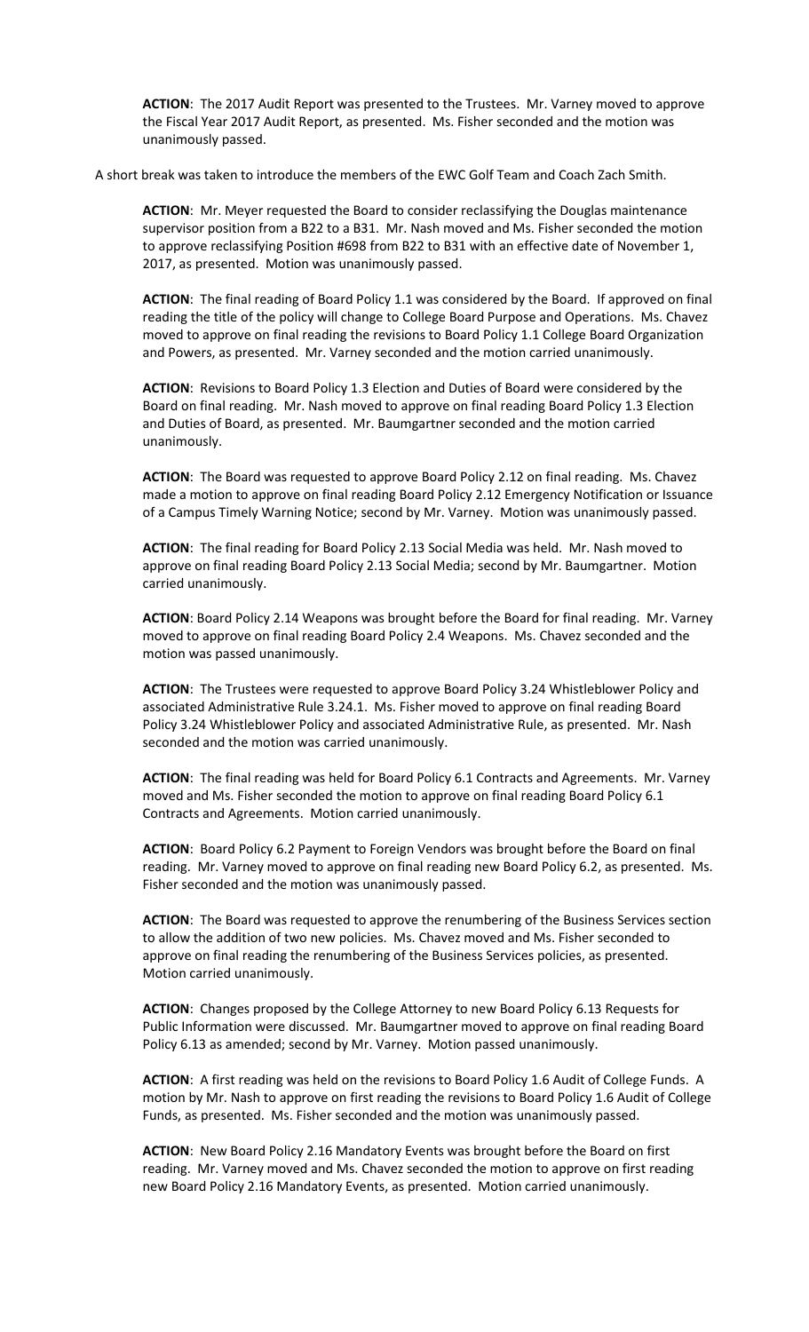**ACTION**: The 2017 Audit Report was presented to the Trustees. Mr. Varney moved to approve the Fiscal Year 2017 Audit Report, as presented. Ms. Fisher seconded and the motion was unanimously passed.

A short break was taken to introduce the members of the EWC Golf Team and Coach Zach Smith.

**ACTION**: Mr. Meyer requested the Board to consider reclassifying the Douglas maintenance supervisor position from a B22 to a B31. Mr. Nash moved and Ms. Fisher seconded the motion to approve reclassifying Position #698 from B22 to B31 with an effective date of November 1, 2017, as presented. Motion was unanimously passed.

**ACTION**: The final reading of Board Policy 1.1 was considered by the Board. If approved on final reading the title of the policy will change to College Board Purpose and Operations. Ms. Chavez moved to approve on final reading the revisions to Board Policy 1.1 College Board Organization and Powers, as presented. Mr. Varney seconded and the motion carried unanimously.

**ACTION**: Revisions to Board Policy 1.3 Election and Duties of Board were considered by the Board on final reading. Mr. Nash moved to approve on final reading Board Policy 1.3 Election and Duties of Board, as presented. Mr. Baumgartner seconded and the motion carried unanimously.

**ACTION**: The Board was requested to approve Board Policy 2.12 on final reading. Ms. Chavez made a motion to approve on final reading Board Policy 2.12 Emergency Notification or Issuance of a Campus Timely Warning Notice; second by Mr. Varney. Motion was unanimously passed.

**ACTION**: The final reading for Board Policy 2.13 Social Media was held. Mr. Nash moved to approve on final reading Board Policy 2.13 Social Media; second by Mr. Baumgartner. Motion carried unanimously.

**ACTION**: Board Policy 2.14 Weapons was brought before the Board for final reading. Mr. Varney moved to approve on final reading Board Policy 2.4 Weapons. Ms. Chavez seconded and the motion was passed unanimously.

**ACTION**: The Trustees were requested to approve Board Policy 3.24 Whistleblower Policy and associated Administrative Rule 3.24.1. Ms. Fisher moved to approve on final reading Board Policy 3.24 Whistleblower Policy and associated Administrative Rule, as presented. Mr. Nash seconded and the motion was carried unanimously.

**ACTION**: The final reading was held for Board Policy 6.1 Contracts and Agreements. Mr. Varney moved and Ms. Fisher seconded the motion to approve on final reading Board Policy 6.1 Contracts and Agreements. Motion carried unanimously.

**ACTION**: Board Policy 6.2 Payment to Foreign Vendors was brought before the Board on final reading. Mr. Varney moved to approve on final reading new Board Policy 6.2, as presented. Ms. Fisher seconded and the motion was unanimously passed.

**ACTION**: The Board was requested to approve the renumbering of the Business Services section to allow the addition of two new policies. Ms. Chavez moved and Ms. Fisher seconded to approve on final reading the renumbering of the Business Services policies, as presented. Motion carried unanimously.

**ACTION**: Changes proposed by the College Attorney to new Board Policy 6.13 Requests for Public Information were discussed. Mr. Baumgartner moved to approve on final reading Board Policy 6.13 as amended; second by Mr. Varney. Motion passed unanimously.

**ACTION**: A first reading was held on the revisions to Board Policy 1.6 Audit of College Funds. A motion by Mr. Nash to approve on first reading the revisions to Board Policy 1.6 Audit of College Funds, as presented. Ms. Fisher seconded and the motion was unanimously passed.

**ACTION**: New Board Policy 2.16 Mandatory Events was brought before the Board on first reading. Mr. Varney moved and Ms. Chavez seconded the motion to approve on first reading new Board Policy 2.16 Mandatory Events, as presented. Motion carried unanimously.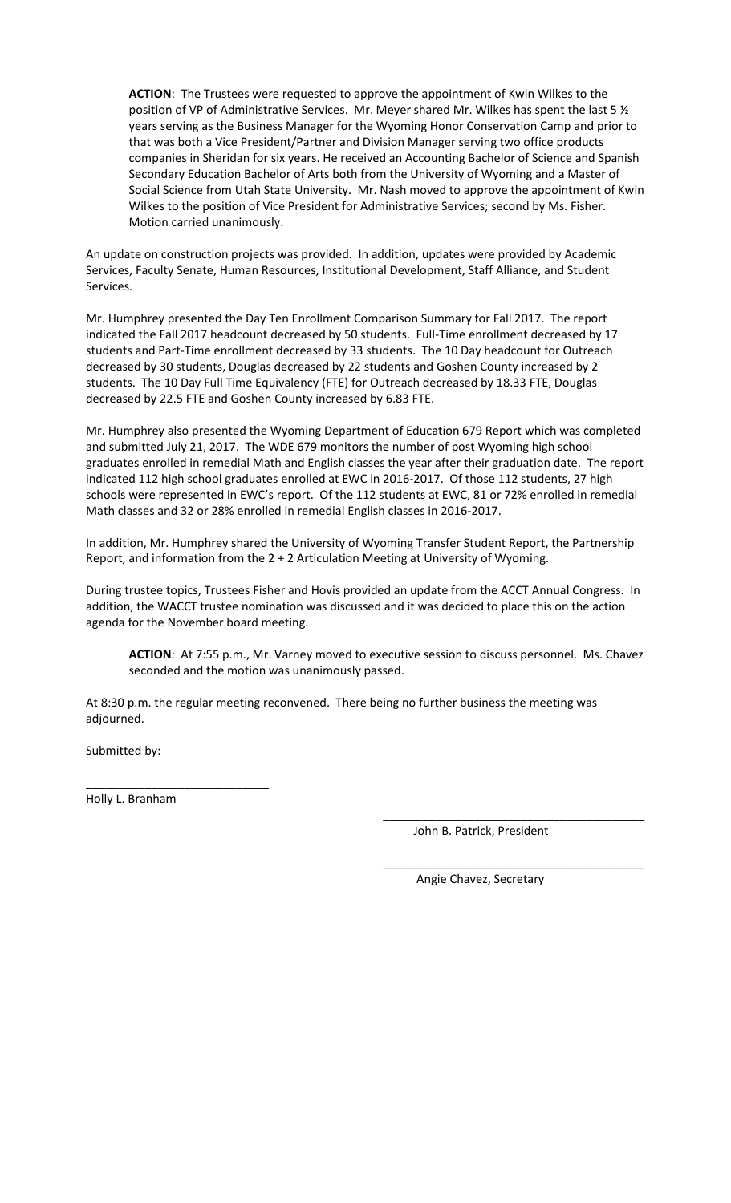**ACTION**: The Trustees were requested to approve the appointment of Kwin Wilkes to the position of VP of Administrative Services. Mr. Meyer shared Mr. Wilkes has spent the last 5 ½ years serving as the Business Manager for the Wyoming Honor Conservation Camp and prior to that was both a Vice President/Partner and Division Manager serving two office products companies in Sheridan for six years. He received an Accounting Bachelor of Science and Spanish Secondary Education Bachelor of Arts both from the University of Wyoming and a Master of Social Science from Utah State University. Mr. Nash moved to approve the appointment of Kwin Wilkes to the position of Vice President for Administrative Services; second by Ms. Fisher. Motion carried unanimously.

An update on construction projects was provided. In addition, updates were provided by Academic Services, Faculty Senate, Human Resources, Institutional Development, Staff Alliance, and Student Services.

Mr. Humphrey presented the Day Ten Enrollment Comparison Summary for Fall 2017. The report indicated the Fall 2017 headcount decreased by 50 students. Full-Time enrollment decreased by 17 students and Part-Time enrollment decreased by 33 students. The 10 Day headcount for Outreach decreased by 30 students, Douglas decreased by 22 students and Goshen County increased by 2 students. The 10 Day Full Time Equivalency (FTE) for Outreach decreased by 18.33 FTE, Douglas decreased by 22.5 FTE and Goshen County increased by 6.83 FTE.

Mr. Humphrey also presented the Wyoming Department of Education 679 Report which was completed and submitted July 21, 2017. The WDE 679 monitors the number of post Wyoming high school graduates enrolled in remedial Math and English classes the year after their graduation date. The report indicated 112 high school graduates enrolled at EWC in 2016-2017. Of those 112 students, 27 high schools were represented in EWC's report. Of the 112 students at EWC, 81 or 72% enrolled in remedial Math classes and 32 or 28% enrolled in remedial English classes in 2016-2017.

In addition, Mr. Humphrey shared the University of Wyoming Transfer Student Report, the Partnership Report, and information from the 2 + 2 Articulation Meeting at University of Wyoming.

During trustee topics, Trustees Fisher and Hovis provided an update from the ACCT Annual Congress. In addition, the WACCT trustee nomination was discussed and it was decided to place this on the action agenda for the November board meeting.

**ACTION**: At 7:55 p.m., Mr. Varney moved to executive session to discuss personnel. Ms. Chavez seconded and the motion was unanimously passed.

At 8:30 p.m. the regular meeting reconvened. There being no further business the meeting was adjourned.

Submitted by:

\_\_\_\_\_\_\_\_\_\_\_\_\_\_\_\_\_\_\_\_\_\_\_\_\_\_\_\_

Holly L. Branham

\_\_\_\_\_\_\_\_\_\_\_\_\_\_\_\_\_\_\_\_\_\_\_\_\_\_\_\_\_\_\_\_\_\_\_\_\_\_\_\_

John B. Patrick, President

\_\_\_\_\_\_\_\_\_\_\_\_\_\_\_\_\_\_\_\_\_\_\_\_\_\_\_\_\_\_\_\_\_\_\_\_\_\_\_\_

Angie Chavez, Secretary